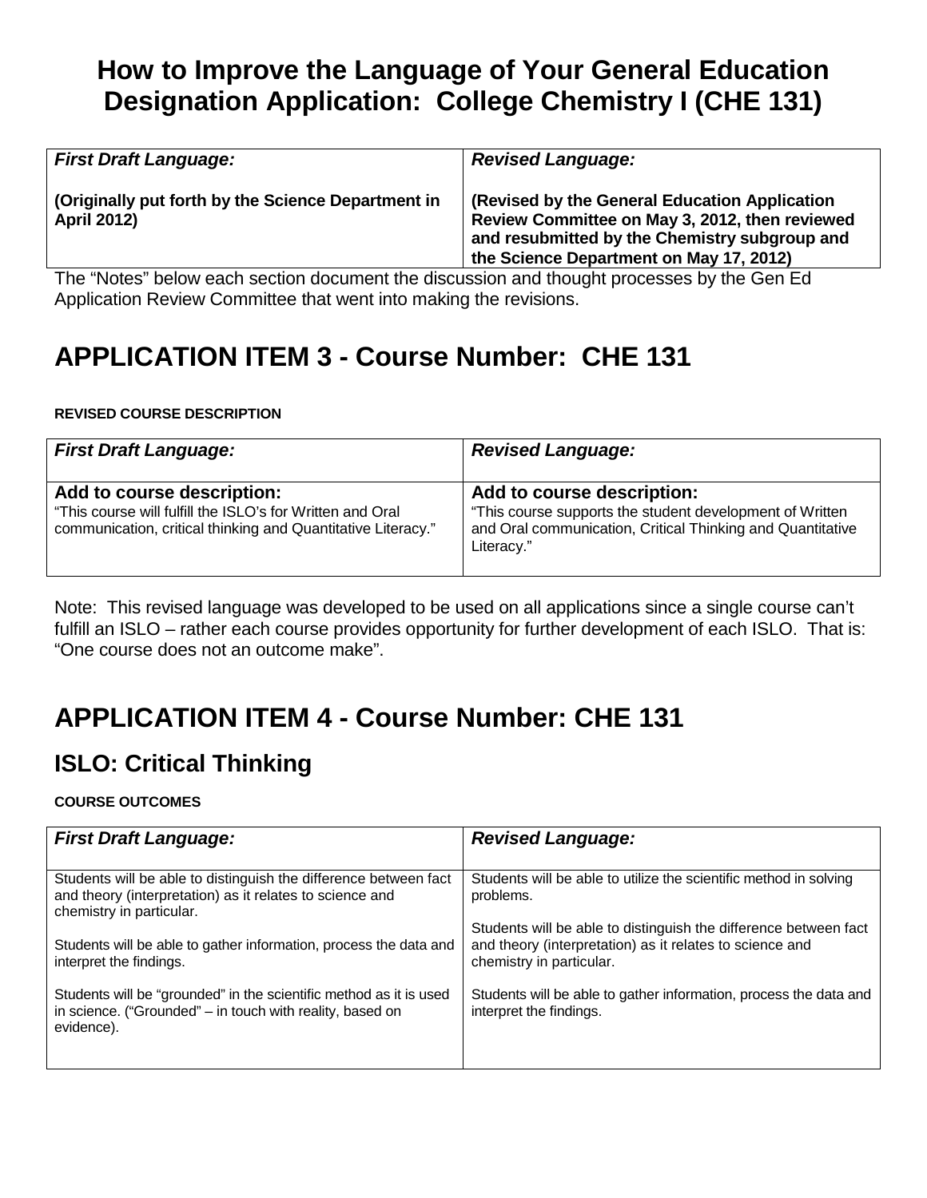# How to Improve the Language of Your General Education Designation Application: College Chemistry I (CHE 131)

| *First Draft Language:* | *Revised Language:* |
|---|---|
| **(Originally put forth by the Science Department in April 2012)** | **(Revised by the General Education Application Review Committee on May 3, 2012, then reviewed and resubmitted by the Chemistry subgroup and the Science Department on May 17, 2012)** |

The "Notes" below each section document the discussion and thought processes by the Gen Ed Application Review Committee that went into making the revisions.

## APPLICATION ITEM 3 - Course Number: CHE 131

**REVISED COURSE DESCRIPTION**

| *First Draft Language:* | *Revised Language:* |
|---|---|
| **Add to course description:** "This course will fulfill the ISLO's for Written and Oral communication, critical thinking and Quantitative Literacy." | **Add to course description:** "This course supports the student development of Written and Oral communication, Critical Thinking and Quantitative Literacy." |

Note: This revised language was developed to be used on all applications since a single course can't fulfill an ISLO – rather each course provides opportunity for further development of each ISLO. That is: "One course does not an outcome make".

## APPLICATION ITEM 4 - Course Number: CHE 131

### ISLO: Critical Thinking

**COURSE OUTCOMES**

| *First Draft Language:* | *Revised Language:* |
|---|---|
| Students will be able to distinguish the difference between fact and theory (interpretation) as it relates to science and chemistry in particular.<br><br>Students will be able to gather information, process the data and interpret the findings.<br><br>Students will be "grounded" in the scientific method as it is used in science. ("Grounded" – in touch with reality, based on evidence). | Students will be able to utilize the scientific method in solving problems.<br><br>Students will be able to distinguish the difference between fact and theory (interpretation) as it relates to science and chemistry in particular.<br><br>Students will be able to gather information, process the data and interpret the findings. |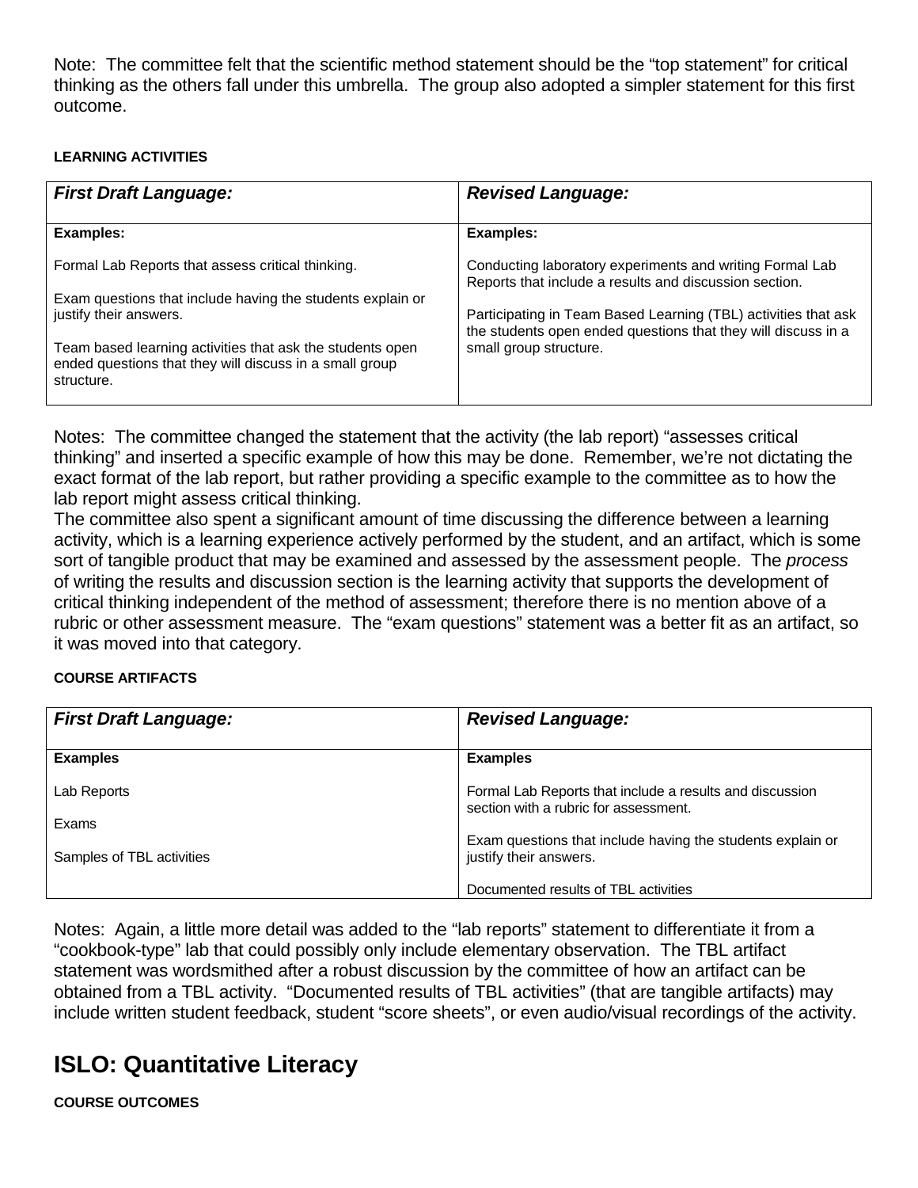Note: The committee felt that the scientific method statement should be the "top statement" for critical thinking as the others fall under this umbrella. The group also adopted a simpler statement for this first outcome.

**LEARNING ACTIVITIES**

| *First Draft Language:* | *Revised Language:* |
|---|---|
| **Examples:**<br><br>Formal Lab Reports that assess critical thinking.<br><br>Exam questions that include having the students explain or justify their answers.<br><br>Team based learning activities that ask the students open ended questions that they will discuss in a small group structure. | **Examples:**<br><br>Conducting laboratory experiments and writing Formal Lab Reports that include a results and discussion section.<br><br>Participating in Team Based Learning (TBL) activities that ask the students open ended questions that they will discuss in a small group structure. |

Notes: The committee changed the statement that the activity (the lab report) "assesses critical thinking" and inserted a specific example of how this may be done. Remember, we're not dictating the exact format of the lab report, but rather providing a specific example to the committee as to how the lab report might assess critical thinking.

The committee also spent a significant amount of time discussing the difference between a learning activity, which is a learning experience actively performed by the student, and an artifact, which is some sort of tangible product that may be examined and assessed by the assessment people. The *process* of writing the results and discussion section is the learning activity that supports the development of critical thinking independent of the method of assessment; therefore there is no mention above of a rubric or other assessment measure. The "exam questions" statement was a better fit as an artifact, so it was moved into that category.

**COURSE ARTIFACTS**

| *First Draft Language:* | *Revised Language:* |
|---|---|
| **Examples**<br><br>Lab Reports<br><br>Exams<br><br>Samples of TBL activities | **Examples**<br><br>Formal Lab Reports that include a results and discussion section with a rubric for assessment.<br><br>Exam questions that include having the students explain or justify their answers.<br><br>Documented results of TBL activities |

Notes: Again, a little more detail was added to the "lab reports" statement to differentiate it from a "cookbook-type" lab that could possibly only include elementary observation. The TBL artifact statement was wordsmithed after a robust discussion by the committee of how an artifact can be obtained from a TBL activity. "Documented results of TBL activities" (that are tangible artifacts) may include written student feedback, student "score sheets", or even audio/visual recordings of the activity.

# ISLO: Quantitative Literacy

**COURSE OUTCOMES**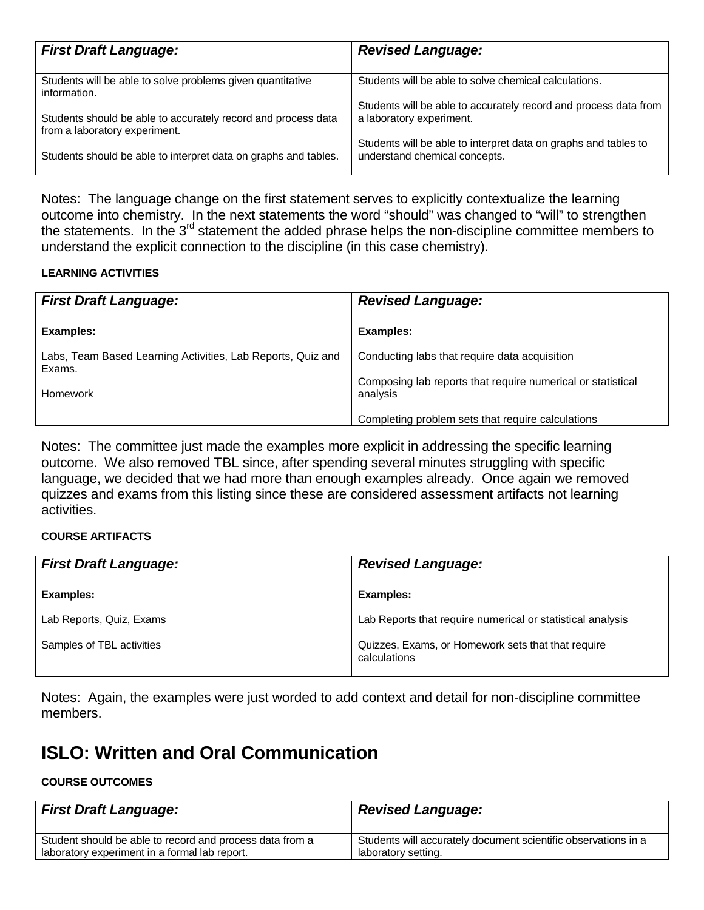| *First Draft Language:* | *Revised Language:* |
| --- | --- |
| Students will be able to solve problems given quantitative information.<br><br>Students should be able to accurately record and process data from a laboratory experiment.<br><br>Students should be able to interpret data on graphs and tables. | Students will be able to solve chemical calculations.<br><br>Students will be able to accurately record and process data from a laboratory experiment.<br><br>Students will be able to interpret data on graphs and tables to understand chemical concepts. |

Notes: The language change on the first statement serves to explicitly contextualize the learning outcome into chemistry. In the next statements the word "should" was changed to "will" to strengthen the statements. In the 3rd statement the added phrase helps the non-discipline committee members to understand the explicit connection to the discipline (in this case chemistry).

**LEARNING ACTIVITIES**

| *First Draft Language:* | *Revised Language:* |
| --- | --- |
| **Examples:**<br><br>Labs, Team Based Learning Activities, Lab Reports, Quiz and Exams.<br><br>Homework | **Examples:**<br><br>Conducting labs that require data acquisition<br><br>Composing lab reports that require numerical or statistical analysis<br><br>Completing problem sets that require calculations |

Notes: The committee just made the examples more explicit in addressing the specific learning outcome. We also removed TBL since, after spending several minutes struggling with specific language, we decided that we had more than enough examples already. Once again we removed quizzes and exams from this listing since these are considered assessment artifacts not learning activities.

**COURSE ARTIFACTS**

| *First Draft Language:* | *Revised Language:* |
| --- | --- |
| **Examples:**<br><br>Lab Reports, Quiz, Exams<br><br>Samples of TBL activities | **Examples:**<br><br>Lab Reports that require numerical or statistical analysis<br><br>Quizzes, Exams, or Homework sets that that require calculations |

Notes: Again, the examples were just worded to add context and detail for non-discipline committee members.

## ISLO: Written and Oral Communication

**COURSE OUTCOMES**

| *First Draft Language:* | *Revised Language:* |
| --- | --- |
| Student should be able to record and process data from a laboratory experiment in a formal lab report. | Students will accurately document scientific observations in a laboratory setting. |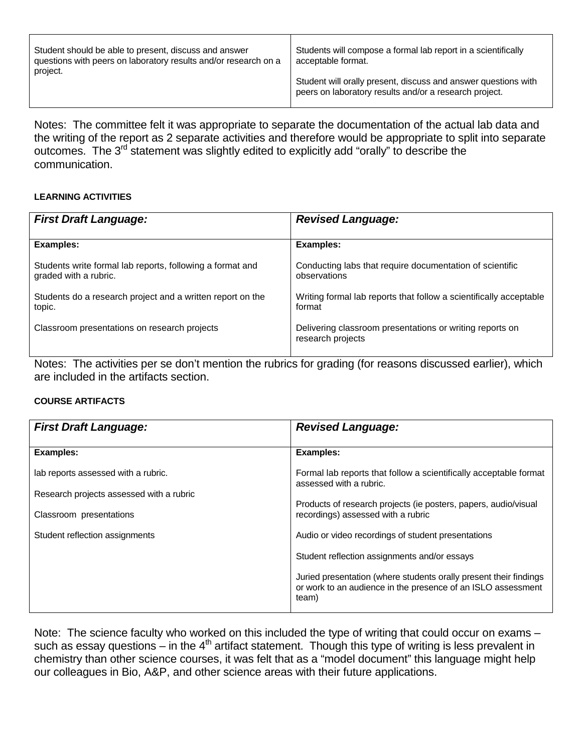| | |
|---|---|
| Student should be able to present, discuss and answer questions with peers on laboratory results and/or research on a project. | Students will compose a formal lab report in a scientifically acceptable format.<br><br>Student will orally present, discuss and answer questions with peers on laboratory results and/or a research project. |

Notes: The committee felt it was appropriate to separate the documentation of the actual lab data and the writing of the report as 2 separate activities and therefore would be appropriate to split into separate outcomes. The 3rd statement was slightly edited to explicitly add "orally" to describe the communication.

#### LEARNING ACTIVITIES

| ***First Draft Language:*** | ***Revised Language:*** |
|---|---|
| **Examples:**<br><br>Students write formal lab reports, following a format and graded with a rubric.<br><br>Students do a research project and a written report on the topic.<br><br>Classroom presentations on research projects | **Examples:**<br><br>Conducting labs that require documentation of scientific observations<br><br>Writing formal lab reports that follow a scientifically acceptable format<br><br>Delivering classroom presentations or writing reports on research projects |

Notes: The activities per se don't mention the rubrics for grading (for reasons discussed earlier), which are included in the artifacts section.

#### COURSE ARTIFACTS

| ***First Draft Language:*** | ***Revised Language:*** |
|---|---|
| **Examples:**<br><br>lab reports assessed with a rubric.<br><br>Research projects assessed with a rubric<br><br>Classroom presentations<br><br>Student reflection assignments | **Examples:**<br><br>Formal lab reports that follow a scientifically acceptable format assessed with a rubric.<br><br>Products of research projects (ie posters, papers, audio/visual recordings) assessed with a rubric<br><br>Audio or video recordings of student presentations<br><br>Student reflection assignments and/or essays<br><br>Juried presentation (where students orally present their findings or work to an audience in the presence of an ISLO assessment team) |

Note: The science faculty who worked on this included the type of writing that could occur on exams – such as essay questions – in the 4th artifact statement. Though this type of writing is less prevalent in chemistry than other science courses, it was felt that as a "model document" this language might help our colleagues in Bio, A&P, and other science areas with their future applications.